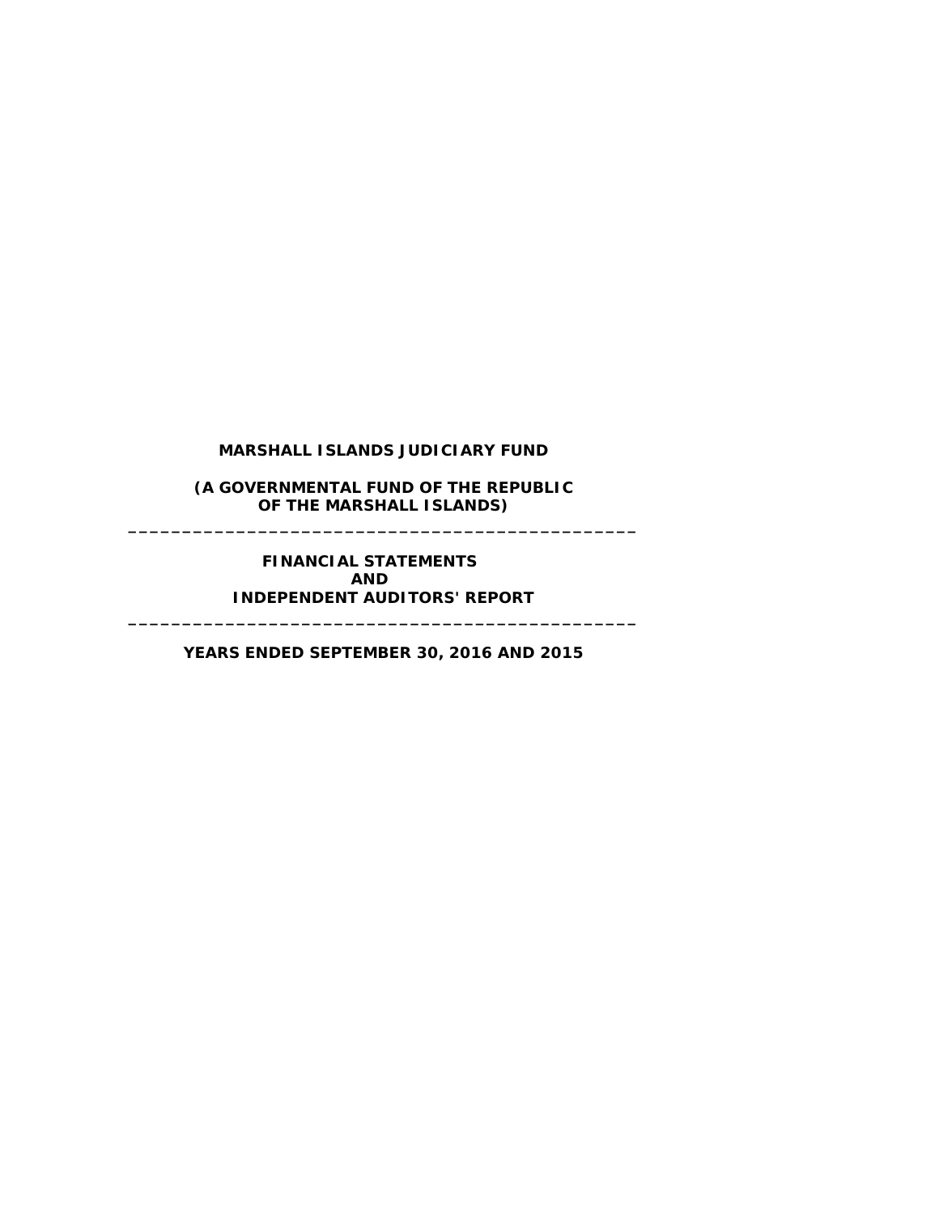# MARSHALL ISLANDS JUDICIARY FUND

**(A GOVERNMENTAL FUND OF THE REPUBLIC OF THE MARSHALL ISLANDS)**

---

**FINANCIAL STATEMENTS**
**AND**
**INDEPENDENT AUDITORS' REPORT**

---

**YEARS ENDED SEPTEMBER 30, 2016 AND 2015**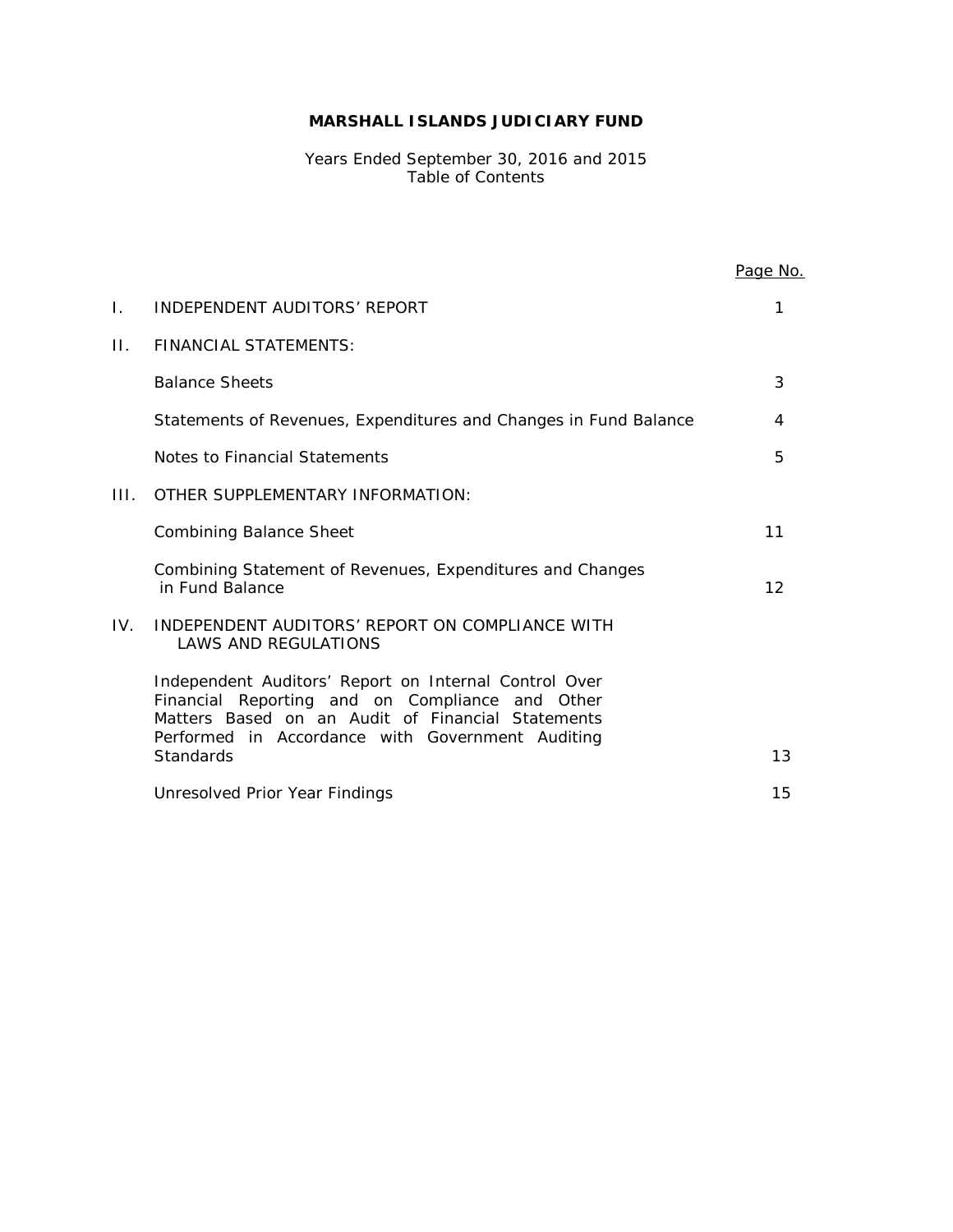# MARSHALL ISLANDS JUDICIARY FUND

Years Ended September 30, 2016 and 2015
Table of Contents

| | | Page No. |
|---|---|---|
| I. | INDEPENDENT AUDITORS' REPORT | 1 |
| II. | FINANCIAL STATEMENTS: | |
| | Balance Sheets | 3 |
| | Statements of Revenues, Expenditures and Changes in Fund Balance | 4 |
| | Notes to Financial Statements | 5 |
| III. | OTHER SUPPLEMENTARY INFORMATION: | |
| | Combining Balance Sheet | 11 |
| | Combining Statement of Revenues, Expenditures and Changes in Fund Balance | 12 |
| IV. | INDEPENDENT AUDITORS' REPORT ON COMPLIANCE WITH LAWS AND REGULATIONS | |
| | Independent Auditors' Report on Internal Control Over Financial Reporting and on Compliance and Other Matters Based on an Audit of Financial Statements Performed in Accordance with Government Auditing Standards | 13 |
| | Unresolved Prior Year Findings | 15 |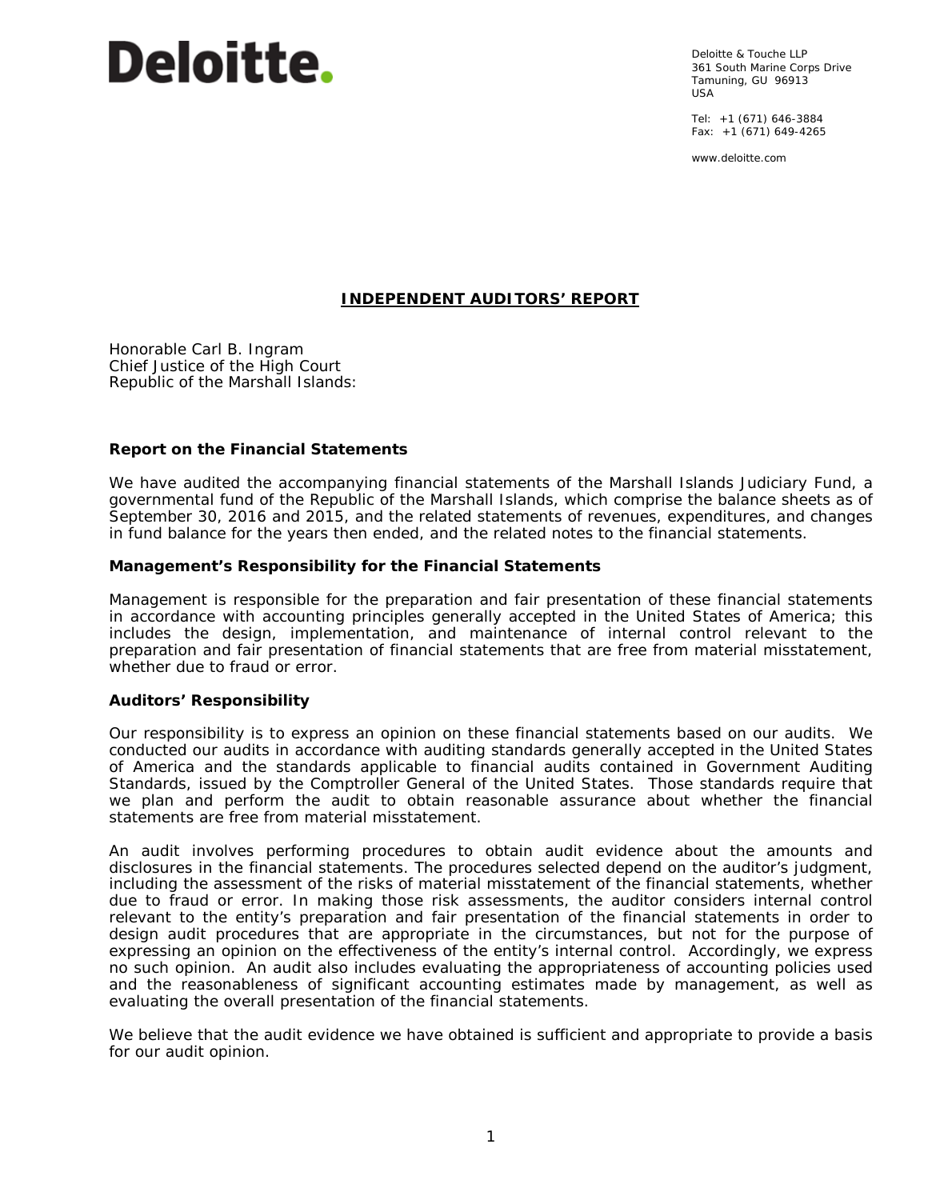Deloitte.

Deloitte & Touche LLP
361 South Marine Corps Drive
Tamuning, GU 96913
USA

Tel: +1 (671) 646-3884
Fax: +1 (671) 649-4265

www.deloitte.com

## INDEPENDENT AUDITORS' REPORT

Honorable Carl B. Ingram
Chief Justice of the High Court
Republic of the Marshall Islands:

### Report on the Financial Statements

We have audited the accompanying financial statements of the Marshall Islands Judiciary Fund, a governmental fund of the Republic of the Marshall Islands, which comprise the balance sheets as of September 30, 2016 and 2015, and the related statements of revenues, expenditures, and changes in fund balance for the years then ended, and the related notes to the financial statements.

### Management's Responsibility for the Financial Statements

Management is responsible for the preparation and fair presentation of these financial statements in accordance with accounting principles generally accepted in the United States of America; this includes the design, implementation, and maintenance of internal control relevant to the preparation and fair presentation of financial statements that are free from material misstatement, whether due to fraud or error.

### Auditors' Responsibility

Our responsibility is to express an opinion on these financial statements based on our audits. We conducted our audits in accordance with auditing standards generally accepted in the United States of America and the standards applicable to financial audits contained in Government Auditing Standards, issued by the Comptroller General of the United States. Those standards require that we plan and perform the audit to obtain reasonable assurance about whether the financial statements are free from material misstatement.

An audit involves performing procedures to obtain audit evidence about the amounts and disclosures in the financial statements. The procedures selected depend on the auditor's judgment, including the assessment of the risks of material misstatement of the financial statements, whether due to fraud or error. In making those risk assessments, the auditor considers internal control relevant to the entity's preparation and fair presentation of the financial statements in order to design audit procedures that are appropriate in the circumstances, but not for the purpose of expressing an opinion on the effectiveness of the entity's internal control. Accordingly, we express no such opinion. An audit also includes evaluating the appropriateness of accounting policies used and the reasonableness of significant accounting estimates made by management, as well as evaluating the overall presentation of the financial statements.

We believe that the audit evidence we have obtained is sufficient and appropriate to provide a basis for our audit opinion.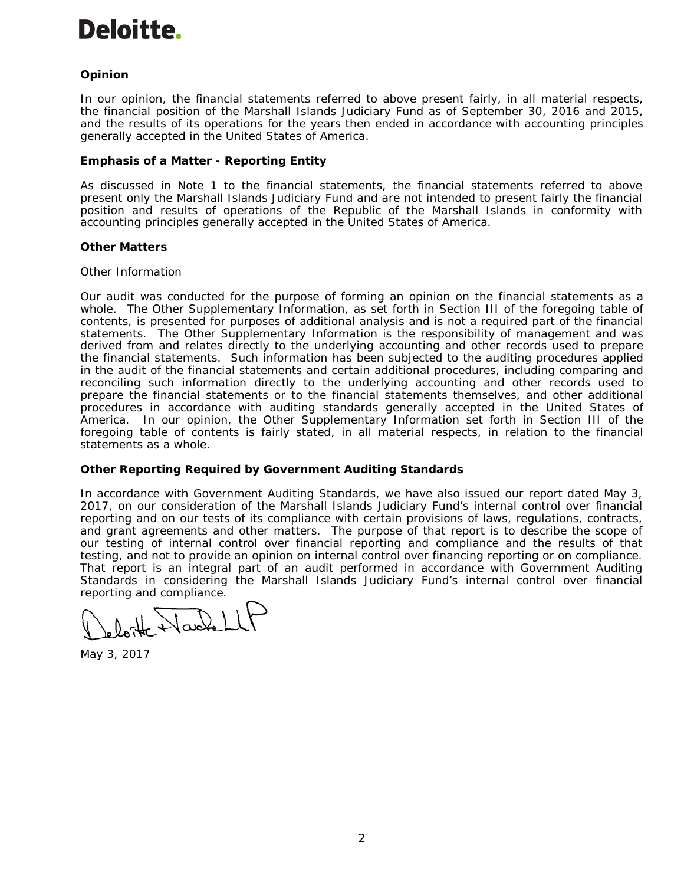**Deloitte.**

**Opinion**

In our opinion, the financial statements referred to above present fairly, in all material respects, the financial position of the Marshall Islands Judiciary Fund as of September 30, 2016 and 2015, and the results of its operations for the years then ended in accordance with accounting principles generally accepted in the United States of America.

**Emphasis of a Matter - Reporting Entity**

As discussed in Note 1 to the financial statements, the financial statements referred to above present only the Marshall Islands Judiciary Fund and are not intended to present fairly the financial position and results of operations of the Republic of the Marshall Islands in conformity with accounting principles generally accepted in the United States of America.

**Other Matters**

Other Information

Our audit was conducted for the purpose of forming an opinion on the financial statements as a whole. The Other Supplementary Information, as set forth in Section III of the foregoing table of contents, is presented for purposes of additional analysis and is not a required part of the financial statements. The Other Supplementary Information is the responsibility of management and was derived from and relates directly to the underlying accounting and other records used to prepare the financial statements. Such information has been subjected to the auditing procedures applied in the audit of the financial statements and certain additional procedures, including comparing and reconciling such information directly to the underlying accounting and other records used to prepare the financial statements or to the financial statements themselves, and other additional procedures in accordance with auditing standards generally accepted in the United States of America. In our opinion, the Other Supplementary Information set forth in Section III of the foregoing table of contents is fairly stated, in all material respects, in relation to the financial statements as a whole.

**Other Reporting Required by Government Auditing Standards**

In accordance with Government Auditing Standards, we have also issued our report dated May 3, 2017, on our consideration of the Marshall Islands Judiciary Fund's internal control over financial reporting and on our tests of its compliance with certain provisions of laws, regulations, contracts, and grant agreements and other matters. The purpose of that report is to describe the scope of our testing of internal control over financial reporting and compliance and the results of that testing, and not to provide an opinion on internal control over financing reporting or on compliance. That report is an integral part of an audit performed in accordance with Government Auditing Standards in considering the Marshall Islands Judiciary Fund's internal control over financial reporting and compliance.

Deloitte & Touche LLP

May 3, 2017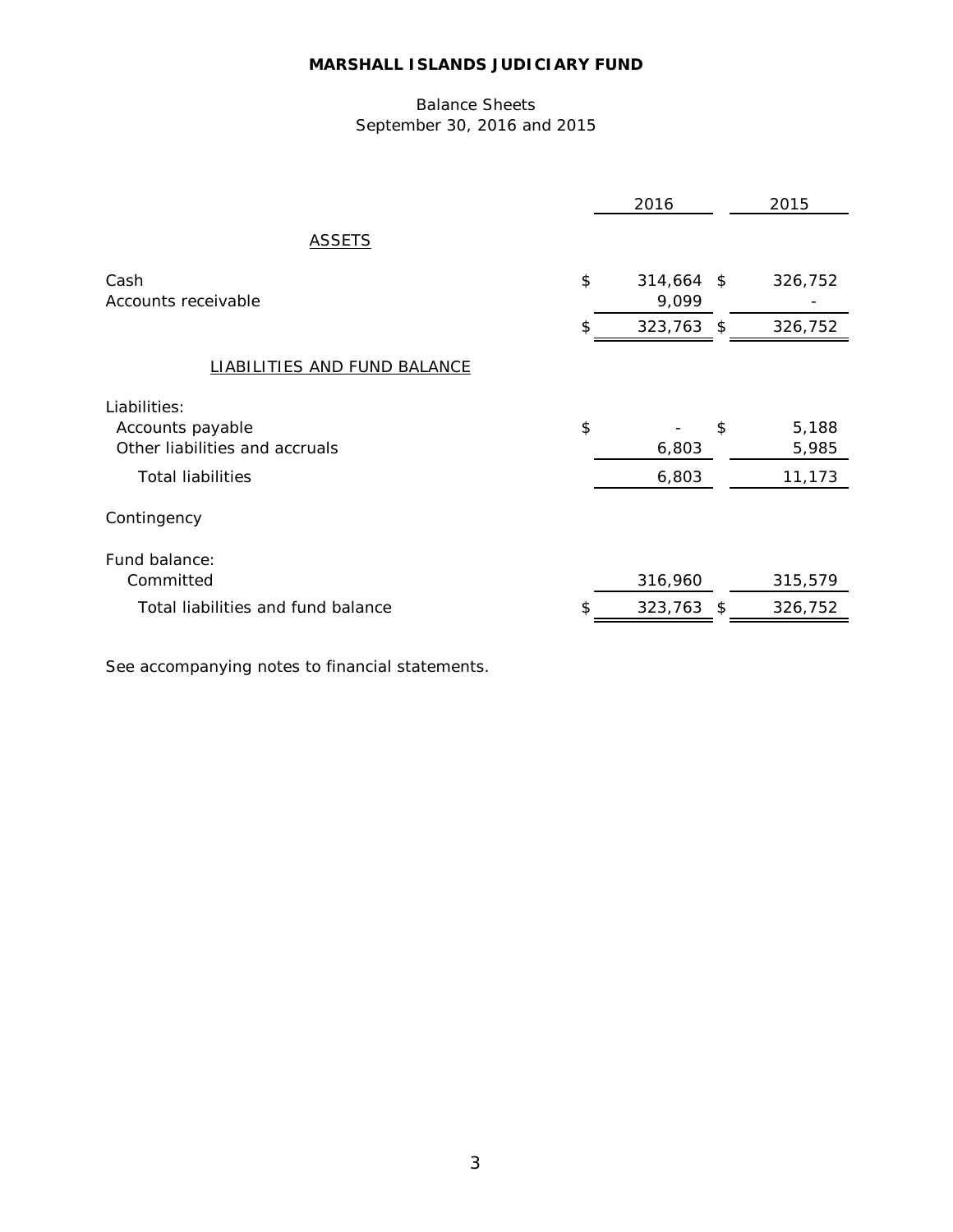# MARSHALL ISLANDS JUDICIARY FUND

Balance Sheets
September 30, 2016 and 2015

| | 2016 | 2015 |
|---|---|---|
| ASSETS | | |
| Cash | $ 314,664 | $ 326,752 |
| Accounts receivable | 9,099 | - |
| | $ 323,763 | $ 326,752 |
| LIABILITIES AND FUND BALANCE | | |
| Liabilities: | | |
| Accounts payable | $ - | $ 5,188 |
| Other liabilities and accruals | 6,803 | 5,985 |
| Total liabilities | 6,803 | 11,173 |
| Contingency | | |
| Fund balance: | | |
| Committed | 316,960 | 315,579 |
| Total liabilities and fund balance | $ 323,763 | $ 326,752 |

See accompanying notes to financial statements.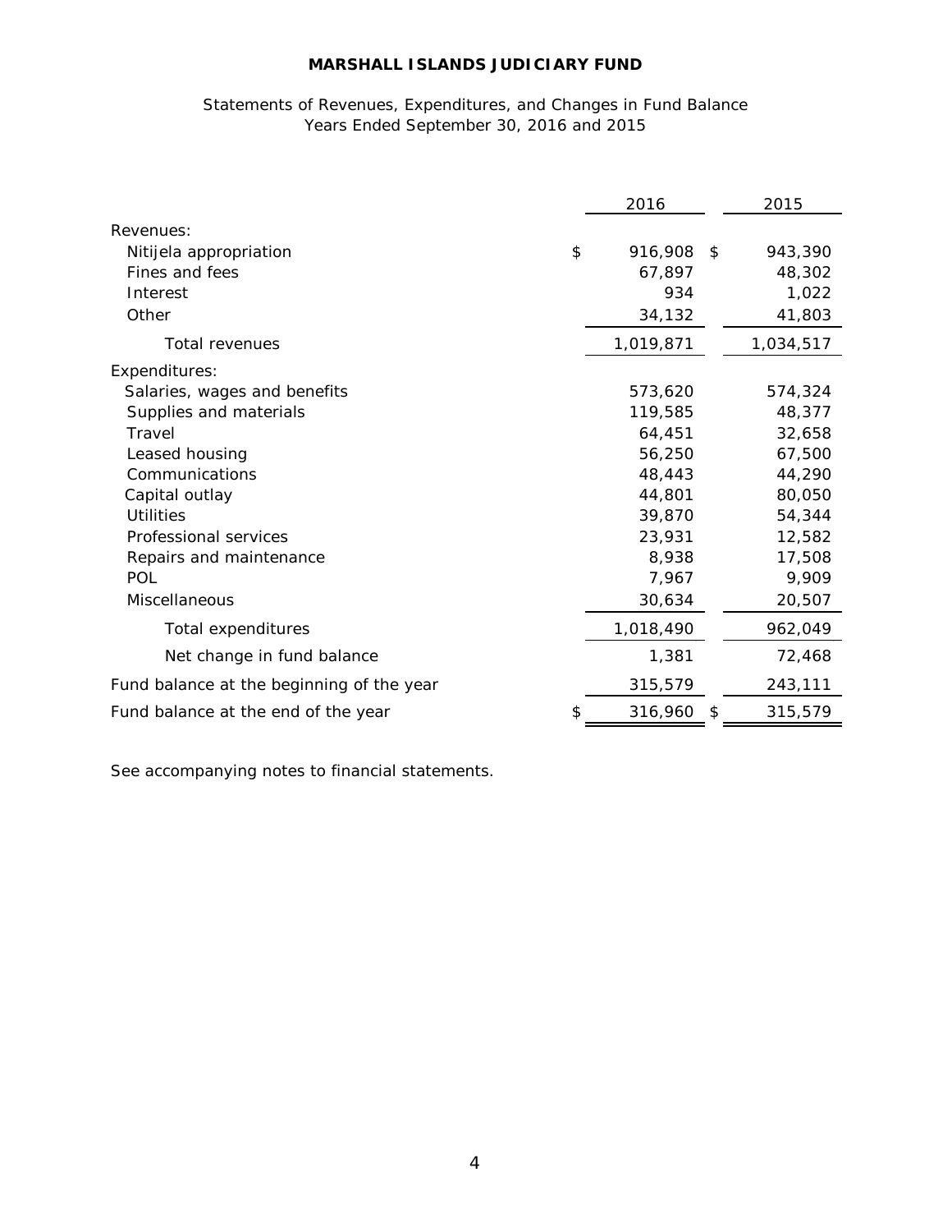**MARSHALL ISLANDS JUDICIARY FUND**

Statements of Revenues, Expenditures, and Changes in Fund Balance
Years Ended September 30, 2016 and 2015

| | 2016 | 2015 |
|---|---|---|
| Revenues: | | |
| Nitijela appropriation | $ 916,908 | $ 943,390 |
| Fines and fees | 67,897 | 48,302 |
| Interest | 934 | 1,022 |
| Other | 34,132 | 41,803 |
| Total revenues | 1,019,871 | 1,034,517 |
| Expenditures: | | |
| Salaries, wages and benefits | 573,620 | 574,324 |
| Supplies and materials | 119,585 | 48,377 |
| Travel | 64,451 | 32,658 |
| Leased housing | 56,250 | 67,500 |
| Communications | 48,443 | 44,290 |
| Capital outlay | 44,801 | 80,050 |
| Utilities | 39,870 | 54,344 |
| Professional services | 23,931 | 12,582 |
| Repairs and maintenance | 8,938 | 17,508 |
| POL | 7,967 | 9,909 |
| Miscellaneous | 30,634 | 20,507 |
| Total expenditures | 1,018,490 | 962,049 |
| Net change in fund balance | 1,381 | 72,468 |
| Fund balance at the beginning of the year | 315,579 | 243,111 |
| Fund balance at the end of the year | $ 316,960 | $ 315,579 |

See accompanying notes to financial statements.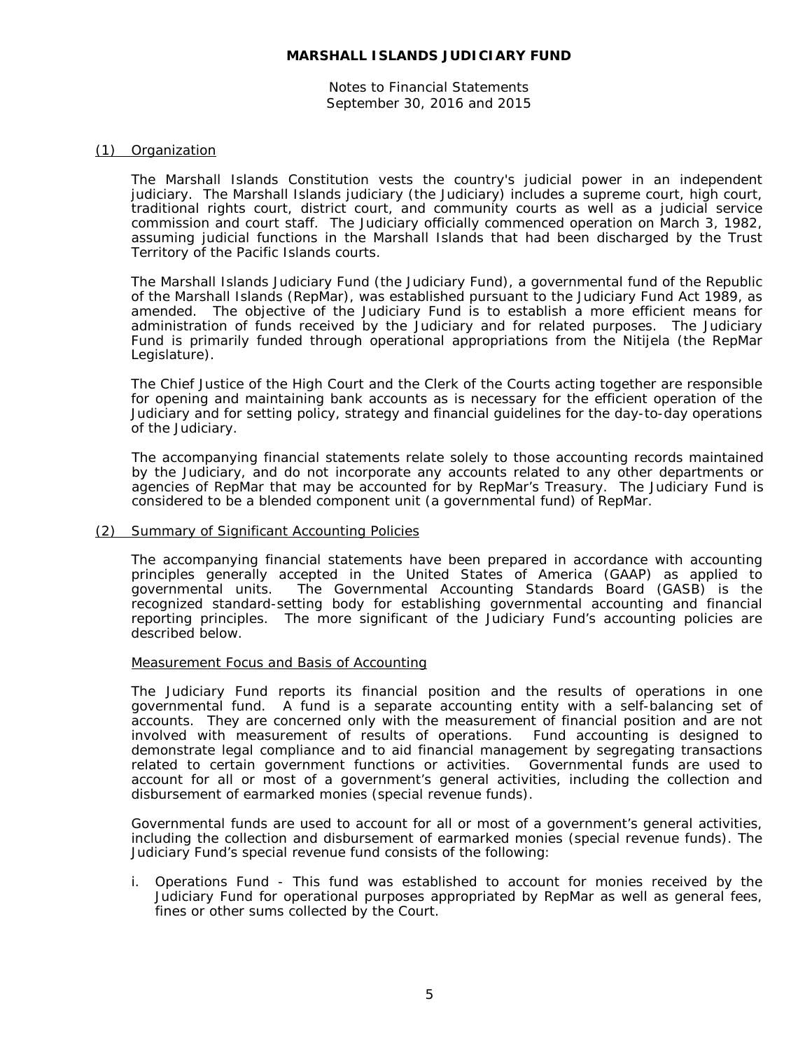**MARSHALL ISLANDS JUDICIARY FUND**

Notes to Financial Statements
September 30, 2016 and 2015

(1) Organization

The Marshall Islands Constitution vests the country's judicial power in an independent judiciary. The Marshall Islands judiciary (the Judiciary) includes a supreme court, high court, traditional rights court, district court, and community courts as well as a judicial service commission and court staff. The Judiciary officially commenced operation on March 3, 1982, assuming judicial functions in the Marshall Islands that had been discharged by the Trust Territory of the Pacific Islands courts.

The Marshall Islands Judiciary Fund (the Judiciary Fund), a governmental fund of the Republic of the Marshall Islands (RepMar), was established pursuant to the Judiciary Fund Act 1989, as amended. The objective of the Judiciary Fund is to establish a more efficient means for administration of funds received by the Judiciary and for related purposes. The Judiciary Fund is primarily funded through operational appropriations from the Nitijela (the RepMar Legislature).

The Chief Justice of the High Court and the Clerk of the Courts acting together are responsible for opening and maintaining bank accounts as is necessary for the efficient operation of the Judiciary and for setting policy, strategy and financial guidelines for the day-to-day operations of the Judiciary.

The accompanying financial statements relate solely to those accounting records maintained by the Judiciary, and do not incorporate any accounts related to any other departments or agencies of RepMar that may be accounted for by RepMar's Treasury. The Judiciary Fund is considered to be a blended component unit (a governmental fund) of RepMar.

(2) Summary of Significant Accounting Policies

The accompanying financial statements have been prepared in accordance with accounting principles generally accepted in the United States of America (GAAP) as applied to governmental units. The Governmental Accounting Standards Board (GASB) is the recognized standard-setting body for establishing governmental accounting and financial reporting principles. The more significant of the Judiciary Fund's accounting policies are described below.

Measurement Focus and Basis of Accounting

The Judiciary Fund reports its financial position and the results of operations in one governmental fund. A fund is a separate accounting entity with a self-balancing set of accounts. They are concerned only with the measurement of financial position and are not involved with measurement of results of operations. Fund accounting is designed to demonstrate legal compliance and to aid financial management by segregating transactions related to certain government functions or activities. Governmental funds are used to account for all or most of a government's general activities, including the collection and disbursement of earmarked monies (special revenue funds).

Governmental funds are used to account for all or most of a government's general activities, including the collection and disbursement of earmarked monies (special revenue funds). The Judiciary Fund's special revenue fund consists of the following:

i. Operations Fund - This fund was established to account for monies received by the Judiciary Fund for operational purposes appropriated by RepMar as well as general fees, fines or other sums collected by the Court.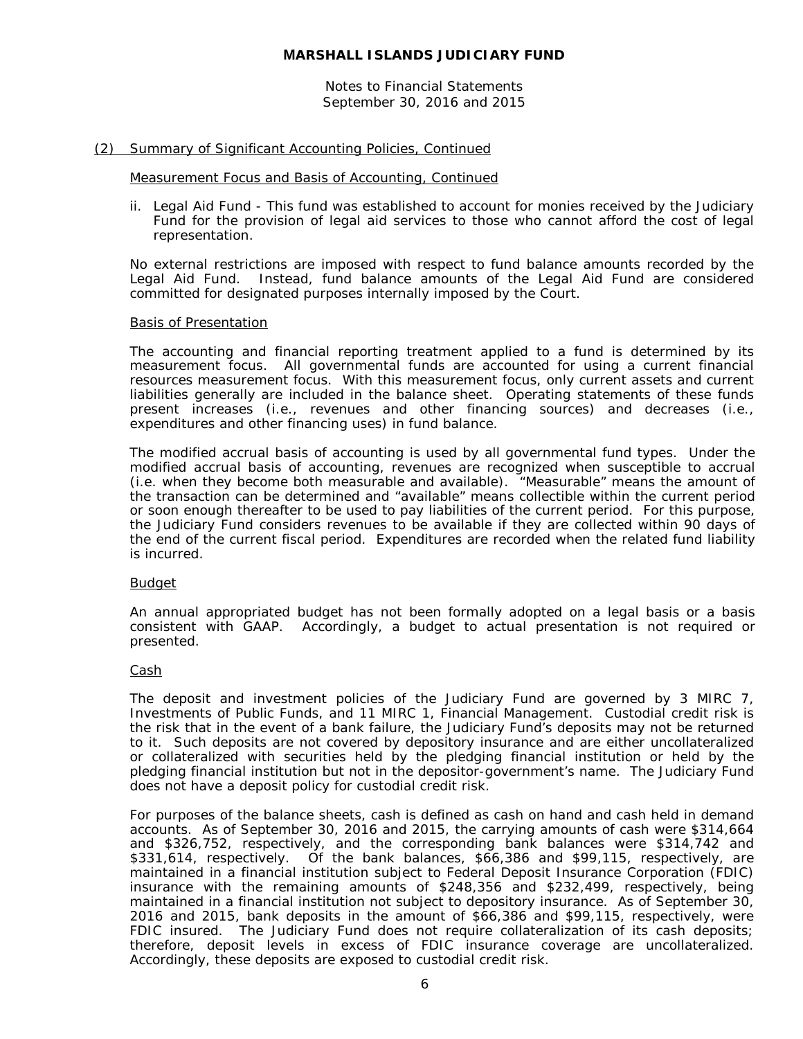## (2) Summary of Significant Accounting Policies, Continued

### Measurement Focus and Basis of Accounting, Continued

ii. Legal Aid Fund - This fund was established to account for monies received by the Judiciary Fund for the provision of legal aid services to those who cannot afford the cost of legal representation.

No external restrictions are imposed with respect to fund balance amounts recorded by the Legal Aid Fund. Instead, fund balance amounts of the Legal Aid Fund are considered committed for designated purposes internally imposed by the Court.

### Basis of Presentation

The accounting and financial reporting treatment applied to a fund is determined by its measurement focus. All governmental funds are accounted for using a current financial resources measurement focus. With this measurement focus, only current assets and current liabilities generally are included in the balance sheet. Operating statements of these funds present increases (i.e., revenues and other financing sources) and decreases (i.e., expenditures and other financing uses) in fund balance.

The modified accrual basis of accounting is used by all governmental fund types. Under the modified accrual basis of accounting, revenues are recognized when susceptible to accrual (i.e. when they become both measurable and available). "Measurable" means the amount of the transaction can be determined and "available" means collectible within the current period or soon enough thereafter to be used to pay liabilities of the current period. For this purpose, the Judiciary Fund considers revenues to be available if they are collected within 90 days of the end of the current fiscal period. Expenditures are recorded when the related fund liability is incurred.

### Budget

An annual appropriated budget has not been formally adopted on a legal basis or a basis consistent with GAAP. Accordingly, a budget to actual presentation is not required or presented.

### Cash

The deposit and investment policies of the Judiciary Fund are governed by 3 MIRC 7, Investments of Public Funds, and 11 MIRC 1, Financial Management. Custodial credit risk is the risk that in the event of a bank failure, the Judiciary Fund's deposits may not be returned to it. Such deposits are not covered by depository insurance and are either uncollateralized or collateralized with securities held by the pledging financial institution or held by the pledging financial institution but not in the depositor-government's name. The Judiciary Fund does not have a deposit policy for custodial credit risk.

For purposes of the balance sheets, cash is defined as cash on hand and cash held in demand accounts. As of September 30, 2016 and 2015, the carrying amounts of cash were $314,664 and $326,752, respectively, and the corresponding bank balances were $314,742 and $331,614, respectively. Of the bank balances, $66,386 and $99,115, respectively, are maintained in a financial institution subject to Federal Deposit Insurance Corporation (FDIC) insurance with the remaining amounts of $248,356 and $232,499, respectively, being maintained in a financial institution not subject to depository insurance. As of September 30, 2016 and 2015, bank deposits in the amount of $66,386 and $99,115, respectively, were FDIC insured. The Judiciary Fund does not require collateralization of its cash deposits; therefore, deposit levels in excess of FDIC insurance coverage are uncollateralized. Accordingly, these deposits are exposed to custodial credit risk.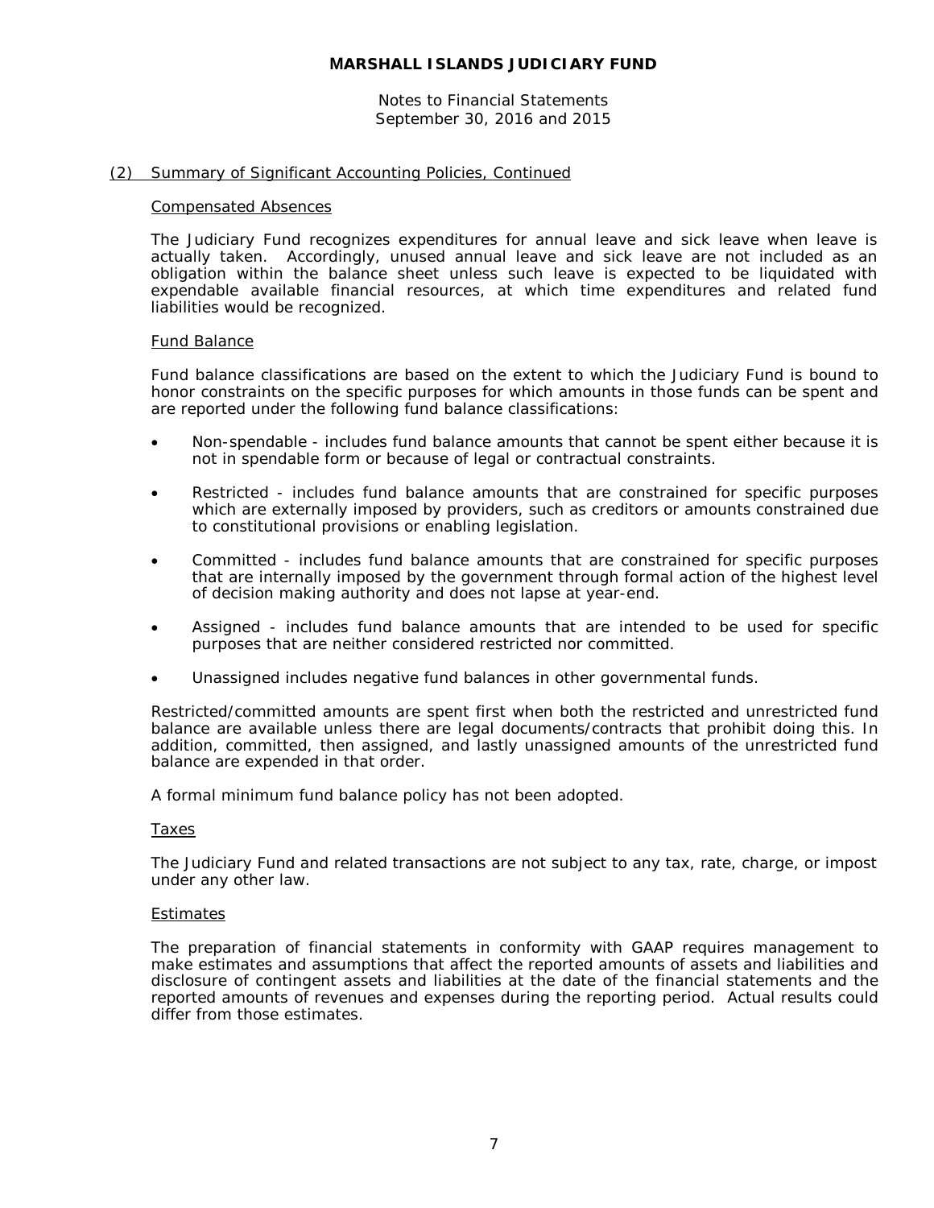## (2) Summary of Significant Accounting Policies, Continued

### Compensated Absences

The Judiciary Fund recognizes expenditures for annual leave and sick leave when leave is actually taken. Accordingly, unused annual leave and sick leave are not included as an obligation within the balance sheet unless such leave is expected to be liquidated with expendable available financial resources, at which time expenditures and related fund liabilities would be recognized.

### Fund Balance

Fund balance classifications are based on the extent to which the Judiciary Fund is bound to honor constraints on the specific purposes for which amounts in those funds can be spent and are reported under the following fund balance classifications:

- Non-spendable - includes fund balance amounts that cannot be spent either because it is not in spendable form or because of legal or contractual constraints.
- Restricted - includes fund balance amounts that are constrained for specific purposes which are externally imposed by providers, such as creditors or amounts constrained due to constitutional provisions or enabling legislation.
- Committed - includes fund balance amounts that are constrained for specific purposes that are internally imposed by the government through formal action of the highest level of decision making authority and does not lapse at year-end.
- Assigned - includes fund balance amounts that are intended to be used for specific purposes that are neither considered restricted nor committed.
- Unassigned includes negative fund balances in other governmental funds.

Restricted/committed amounts are spent first when both the restricted and unrestricted fund balance are available unless there are legal documents/contracts that prohibit doing this. In addition, committed, then assigned, and lastly unassigned amounts of the unrestricted fund balance are expended in that order.

A formal minimum fund balance policy has not been adopted.

### Taxes

The Judiciary Fund and related transactions are not subject to any tax, rate, charge, or impost under any other law.

### Estimates

The preparation of financial statements in conformity with GAAP requires management to make estimates and assumptions that affect the reported amounts of assets and liabilities and disclosure of contingent assets and liabilities at the date of the financial statements and the reported amounts of revenues and expenses during the reporting period. Actual results could differ from those estimates.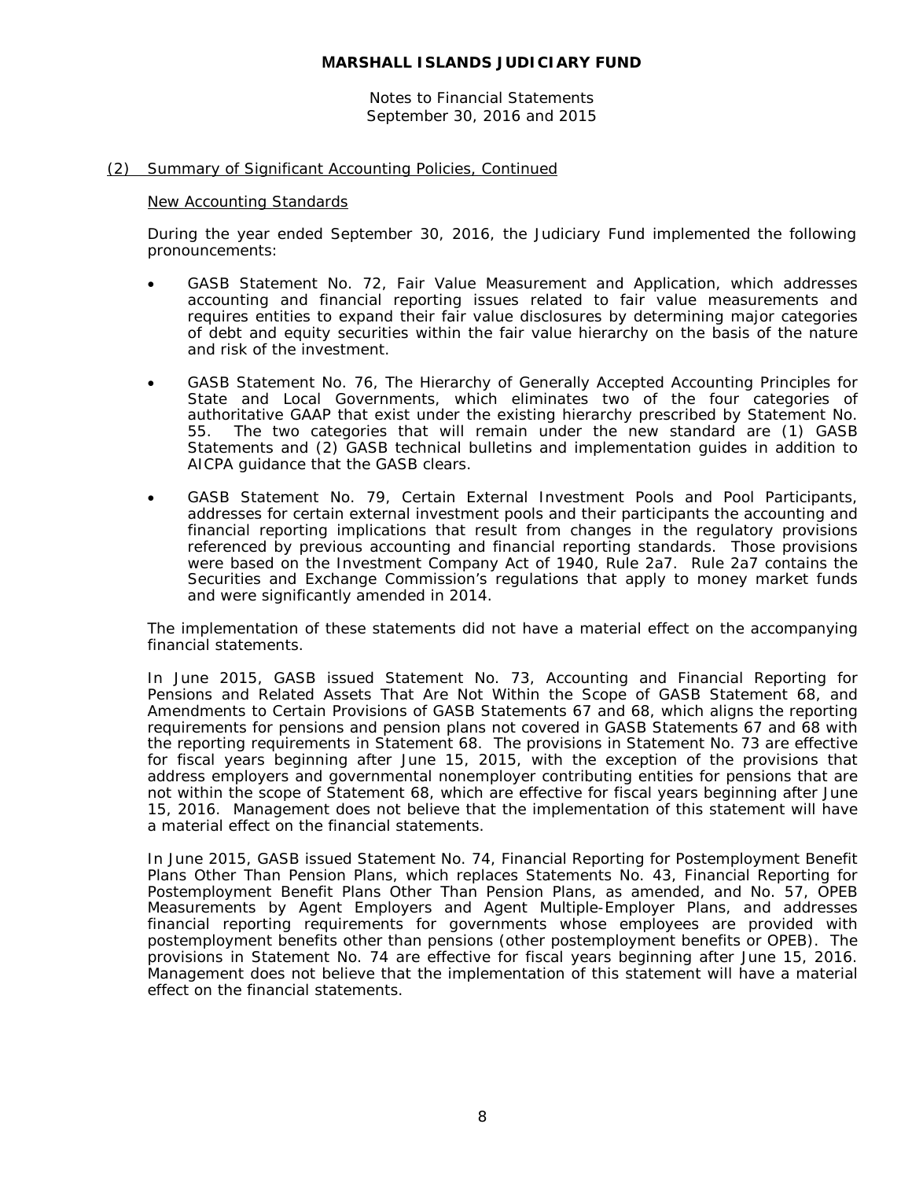## (2) Summary of Significant Accounting Policies, Continued

### New Accounting Standards

During the year ended September 30, 2016, the Judiciary Fund implemented the following pronouncements:

- GASB Statement No. 72, Fair Value Measurement and Application, which addresses accounting and financial reporting issues related to fair value measurements and requires entities to expand their fair value disclosures by determining major categories of debt and equity securities within the fair value hierarchy on the basis of the nature and risk of the investment.

- GASB Statement No. 76, The Hierarchy of Generally Accepted Accounting Principles for State and Local Governments, which eliminates two of the four categories of authoritative GAAP that exist under the existing hierarchy prescribed by Statement No. 55. The two categories that will remain under the new standard are (1) GASB Statements and (2) GASB technical bulletins and implementation guides in addition to AICPA guidance that the GASB clears.

- GASB Statement No. 79, Certain External Investment Pools and Pool Participants, addresses for certain external investment pools and their participants the accounting and financial reporting implications that result from changes in the regulatory provisions referenced by previous accounting and financial reporting standards. Those provisions were based on the Investment Company Act of 1940, Rule 2a7. Rule 2a7 contains the Securities and Exchange Commission's regulations that apply to money market funds and were significantly amended in 2014.

The implementation of these statements did not have a material effect on the accompanying financial statements.

In June 2015, GASB issued Statement No. 73, Accounting and Financial Reporting for Pensions and Related Assets That Are Not Within the Scope of GASB Statement 68, and Amendments to Certain Provisions of GASB Statements 67 and 68, which aligns the reporting requirements for pensions and pension plans not covered in GASB Statements 67 and 68 with the reporting requirements in Statement 68. The provisions in Statement No. 73 are effective for fiscal years beginning after June 15, 2015, with the exception of the provisions that address employers and governmental nonemployer contributing entities for pensions that are not within the scope of Statement 68, which are effective for fiscal years beginning after June 15, 2016. Management does not believe that the implementation of this statement will have a material effect on the financial statements.

In June 2015, GASB issued Statement No. 74, Financial Reporting for Postemployment Benefit Plans Other Than Pension Plans, which replaces Statements No. 43, Financial Reporting for Postemployment Benefit Plans Other Than Pension Plans, as amended, and No. 57, OPEB Measurements by Agent Employers and Agent Multiple-Employer Plans, and addresses financial reporting requirements for governments whose employees are provided with postemployment benefits other than pensions (other postemployment benefits or OPEB). The provisions in Statement No. 74 are effective for fiscal years beginning after June 15, 2016. Management does not believe that the implementation of this statement will have a material effect on the financial statements.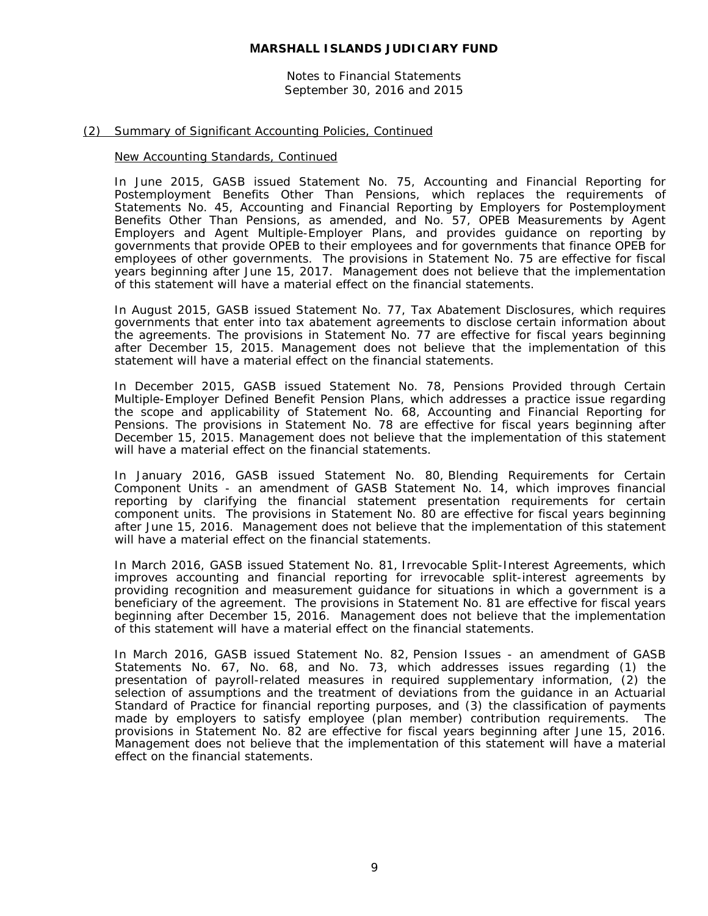## (2) Summary of Significant Accounting Policies, Continued

### New Accounting Standards, Continued

In June 2015, GASB issued Statement No. 75, Accounting and Financial Reporting for Postemployment Benefits Other Than Pensions, which replaces the requirements of Statements No. 45, Accounting and Financial Reporting by Employers for Postemployment Benefits Other Than Pensions, as amended, and No. 57, OPEB Measurements by Agent Employers and Agent Multiple-Employer Plans, and provides guidance on reporting by governments that provide OPEB to their employees and for governments that finance OPEB for employees of other governments. The provisions in Statement No. 75 are effective for fiscal years beginning after June 15, 2017. Management does not believe that the implementation of this statement will have a material effect on the financial statements.

In August 2015, GASB issued Statement No. 77, Tax Abatement Disclosures, which requires governments that enter into tax abatement agreements to disclose certain information about the agreements. The provisions in Statement No. 77 are effective for fiscal years beginning after December 15, 2015. Management does not believe that the implementation of this statement will have a material effect on the financial statements.

In December 2015, GASB issued Statement No. 78, Pensions Provided through Certain Multiple-Employer Defined Benefit Pension Plans, which addresses a practice issue regarding the scope and applicability of Statement No. 68, Accounting and Financial Reporting for Pensions. The provisions in Statement No. 78 are effective for fiscal years beginning after December 15, 2015. Management does not believe that the implementation of this statement will have a material effect on the financial statements.

In January 2016, GASB issued Statement No. 80, Blending Requirements for Certain Component Units - an amendment of GASB Statement No. 14, which improves financial reporting by clarifying the financial statement presentation requirements for certain component units. The provisions in Statement No. 80 are effective for fiscal years beginning after June 15, 2016. Management does not believe that the implementation of this statement will have a material effect on the financial statements.

In March 2016, GASB issued Statement No. 81, Irrevocable Split-Interest Agreements, which improves accounting and financial reporting for irrevocable split-interest agreements by providing recognition and measurement guidance for situations in which a government is a beneficiary of the agreement. The provisions in Statement No. 81 are effective for fiscal years beginning after December 15, 2016. Management does not believe that the implementation of this statement will have a material effect on the financial statements.

In March 2016, GASB issued Statement No. 82, Pension Issues - an amendment of GASB Statements No. 67, No. 68, and No. 73, which addresses issues regarding (1) the presentation of payroll-related measures in required supplementary information, (2) the selection of assumptions and the treatment of deviations from the guidance in an Actuarial Standard of Practice for financial reporting purposes, and (3) the classification of payments made by employers to satisfy employee (plan member) contribution requirements. The provisions in Statement No. 82 are effective for fiscal years beginning after June 15, 2016. Management does not believe that the implementation of this statement will have a material effect on the financial statements.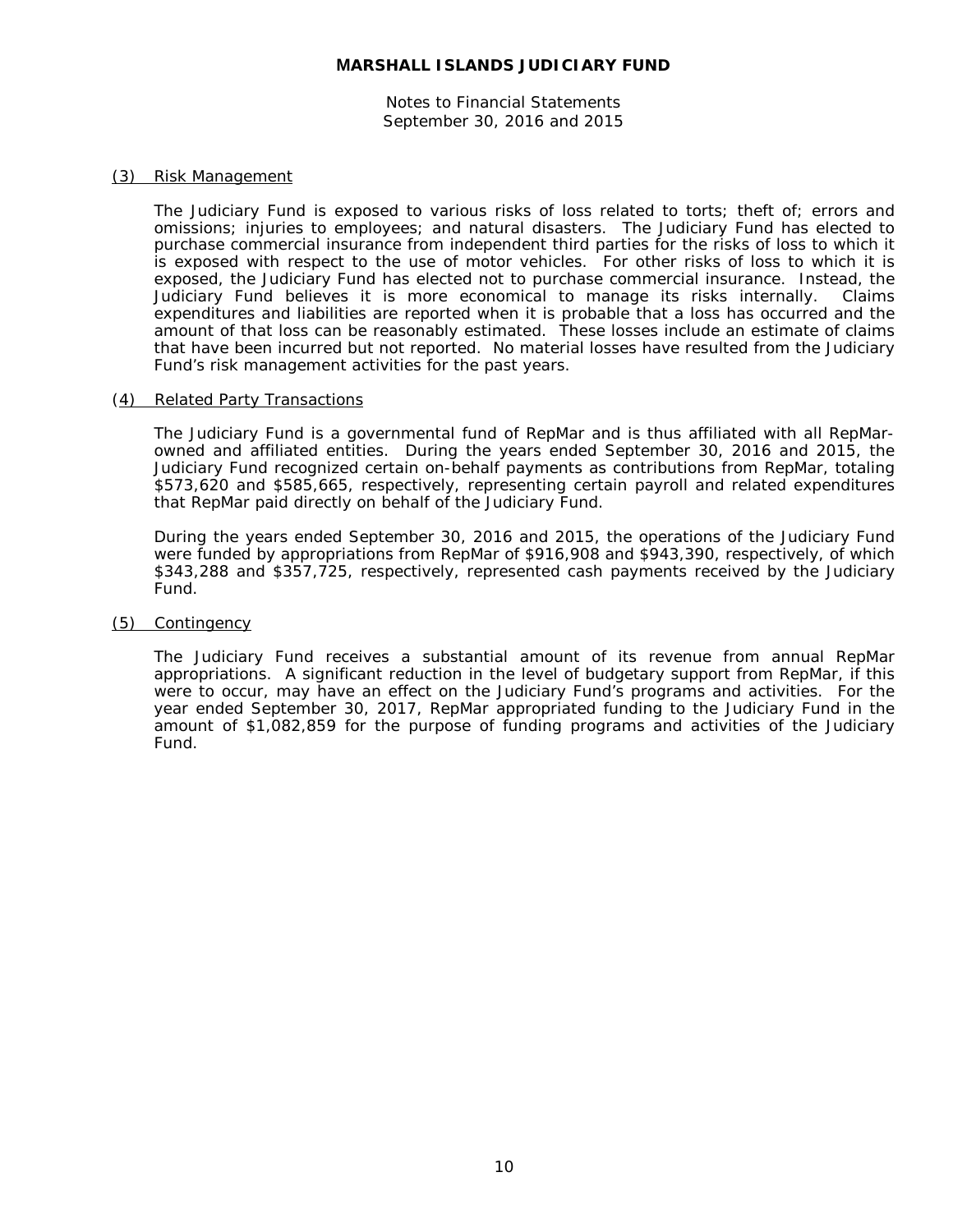# MARSHALL ISLANDS JUDICIARY FUND

Notes to Financial Statements
September 30, 2016 and 2015

## (3) Risk Management

The Judiciary Fund is exposed to various risks of loss related to torts; theft of; errors and omissions; injuries to employees; and natural disasters. The Judiciary Fund has elected to purchase commercial insurance from independent third parties for the risks of loss to which it is exposed with respect to the use of motor vehicles. For other risks of loss to which it is exposed, the Judiciary Fund has elected not to purchase commercial insurance. Instead, the Judiciary Fund believes it is more economical to manage its risks internally. Claims expenditures and liabilities are reported when it is probable that a loss has occurred and the amount of that loss can be reasonably estimated. These losses include an estimate of claims that have been incurred but not reported. No material losses have resulted from the Judiciary Fund's risk management activities for the past years.

## (4) Related Party Transactions

The Judiciary Fund is a governmental fund of RepMar and is thus affiliated with all RepMar-owned and affiliated entities. During the years ended September 30, 2016 and 2015, the Judiciary Fund recognized certain on-behalf payments as contributions from RepMar, totaling $573,620 and $585,665, respectively, representing certain payroll and related expenditures that RepMar paid directly on behalf of the Judiciary Fund.

During the years ended September 30, 2016 and 2015, the operations of the Judiciary Fund were funded by appropriations from RepMar of $916,908 and $943,390, respectively, of which $343,288 and $357,725, respectively, represented cash payments received by the Judiciary Fund.

## (5) Contingency

The Judiciary Fund receives a substantial amount of its revenue from annual RepMar appropriations. A significant reduction in the level of budgetary support from RepMar, if this were to occur, may have an effect on the Judiciary Fund's programs and activities. For the year ended September 30, 2017, RepMar appropriated funding to the Judiciary Fund in the amount of $1,082,859 for the purpose of funding programs and activities of the Judiciary Fund.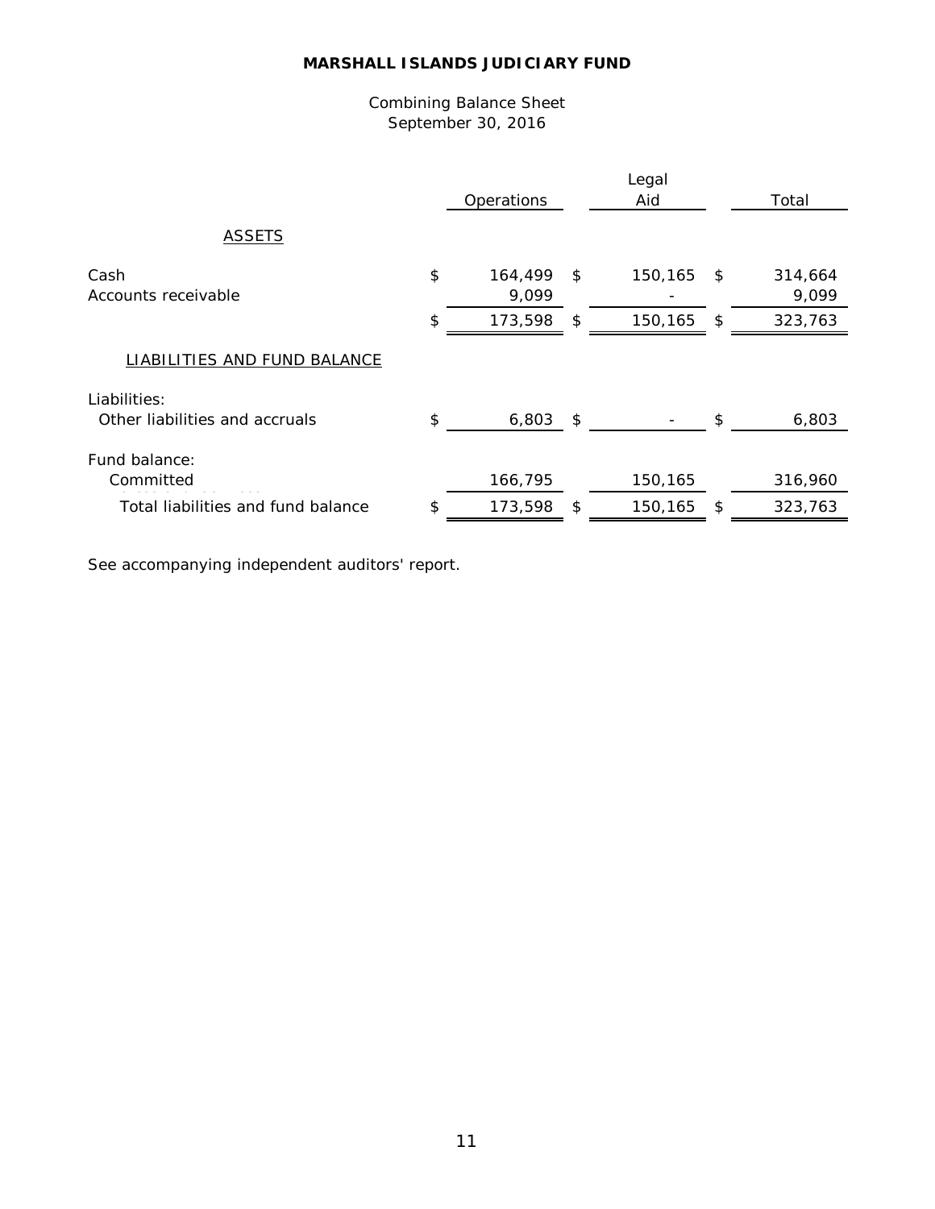# MARSHALL ISLANDS JUDICIARY FUND

Combining Balance Sheet
September 30, 2016

| | Operations | Legal Aid | Total |
|---|---|---|---|
| ASSETS | | | |
| Cash | $ 164,499 | $ 150,165 | $ 314,664 |
| Accounts receivable | 9,099 | - | 9,099 |
| | $ 173,598 | $ 150,165 | $ 323,763 |
| LIABILITIES AND FUND BALANCE | | | |
| Liabilities: | | | |
| Other liabilities and accruals | $ 6,803 | $ - | $ 6,803 |
| Fund balance: | | | |
| Committed | 166,795 | 150,165 | 316,960 |
| Total liabilities and fund balance | $ 173,598 | $ 150,165 | $ 323,763 |

See accompanying independent auditors' report.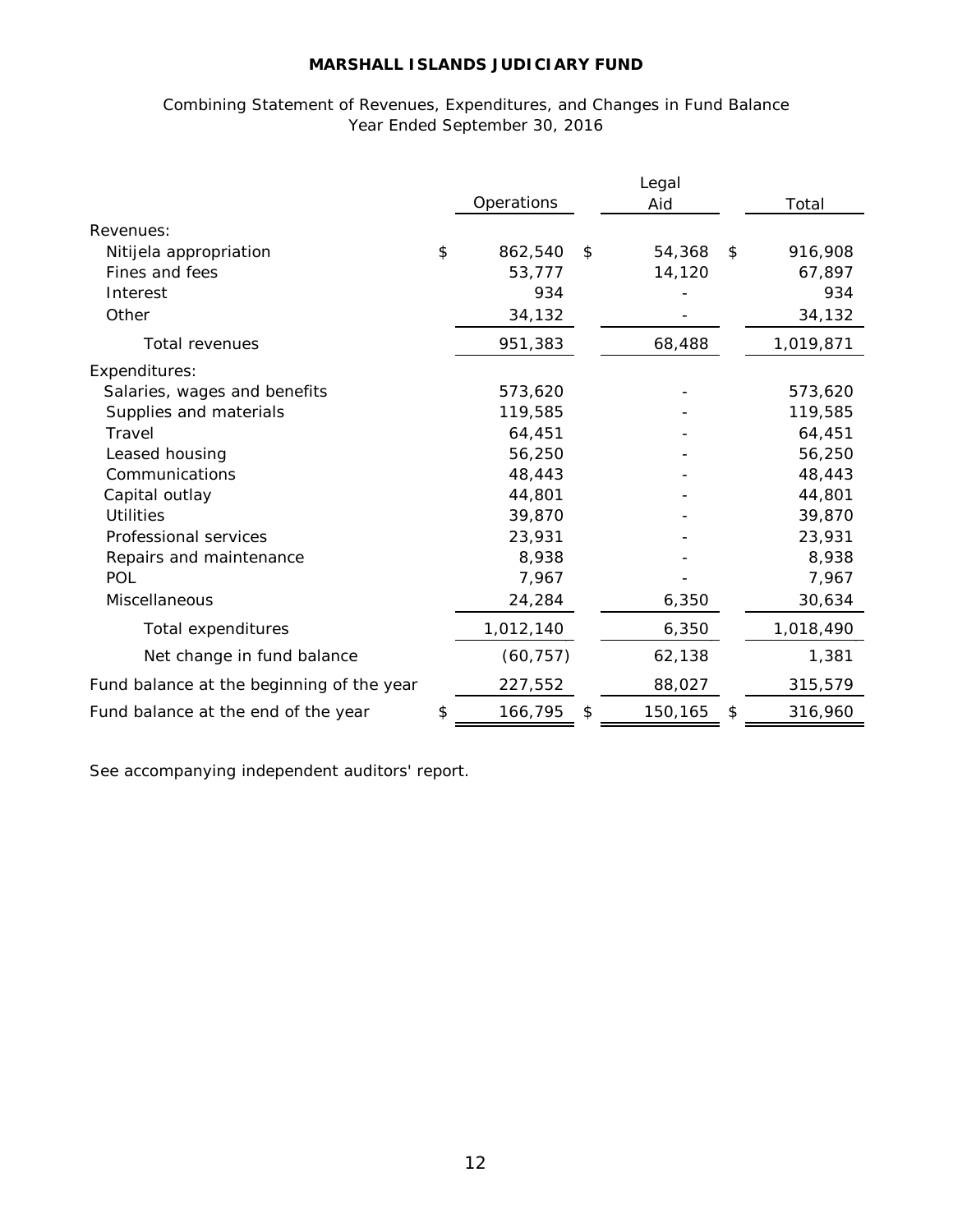# MARSHALL ISLANDS JUDICIARY FUND

Combining Statement of Revenues, Expenditures, and Changes in Fund Balance
Year Ended September 30, 2016

| | Operations | Legal Aid | Total |
|---|---|---|---|
| Revenues: | | | |
| Nitijela appropriation | $ 862,540 | $ 54,368 | $ 916,908 |
| Fines and fees | 53,777 | 14,120 | 67,897 |
| Interest | 934 | - | 934 |
| Other | 34,132 | - | 34,132 |
| Total revenues | 951,383 | 68,488 | 1,019,871 |
| Expenditures: | | | |
| Salaries, wages and benefits | 573,620 | - | 573,620 |
| Supplies and materials | 119,585 | - | 119,585 |
| Travel | 64,451 | - | 64,451 |
| Leased housing | 56,250 | - | 56,250 |
| Communications | 48,443 | - | 48,443 |
| Capital outlay | 44,801 | - | 44,801 |
| Utilities | 39,870 | - | 39,870 |
| Professional services | 23,931 | - | 23,931 |
| Repairs and maintenance | 8,938 | - | 8,938 |
| POL | 7,967 | - | 7,967 |
| Miscellaneous | 24,284 | 6,350 | 30,634 |
| Total expenditures | 1,012,140 | 6,350 | 1,018,490 |
| Net change in fund balance | (60,757) | 62,138 | 1,381 |
| Fund balance at the beginning of the year | 227,552 | 88,027 | 315,579 |
| Fund balance at the end of the year | $ 166,795 | $ 150,165 | $ 316,960 |

See accompanying independent auditors' report.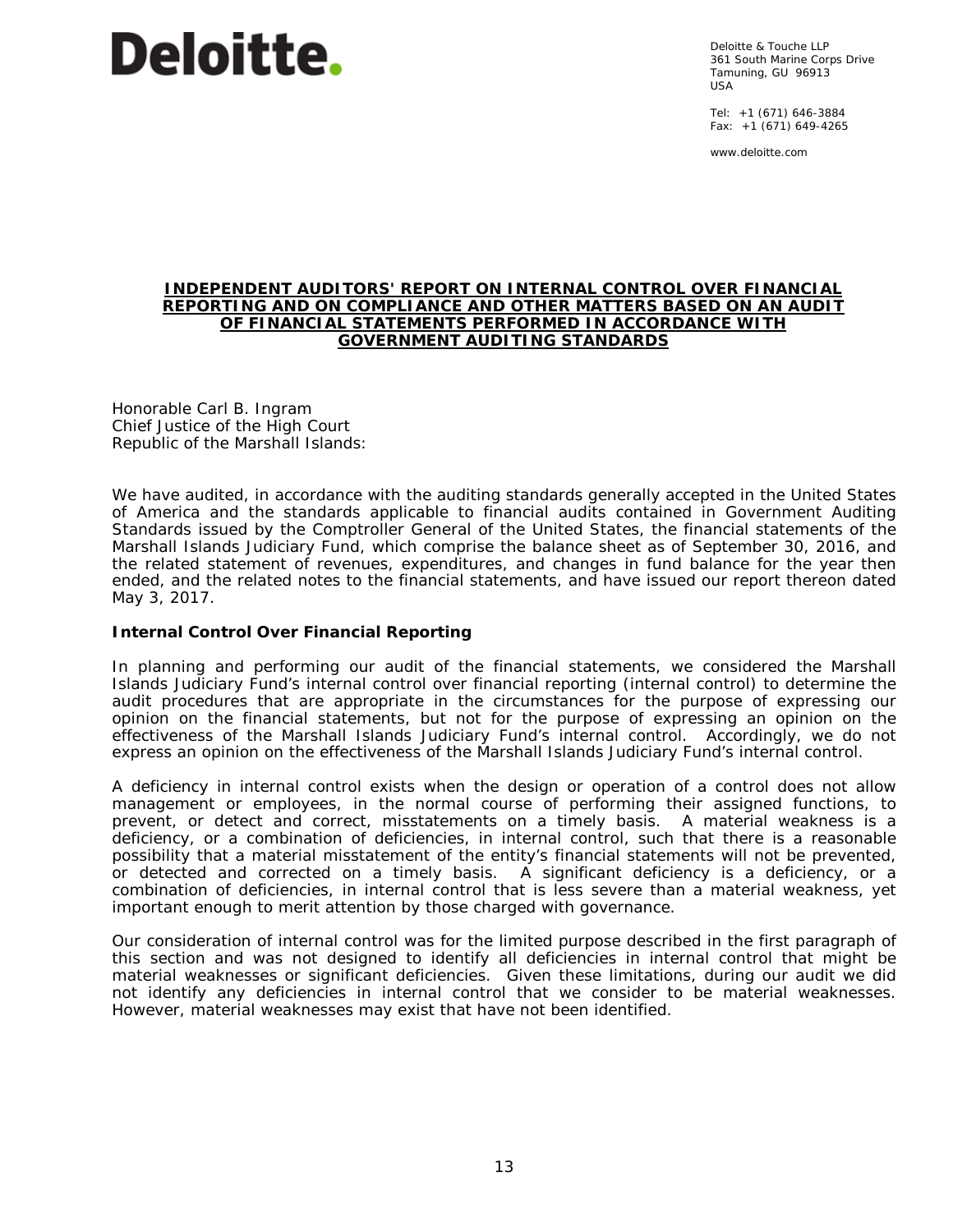# Deloitte.

Deloitte & Touche LLP
361 South Marine Corps Drive
Tamuning, GU 96913
USA

Tel: +1 (671) 646-3884
Fax: +1 (671) 649-4265

www.deloitte.com

## INDEPENDENT AUDITORS' REPORT ON INTERNAL CONTROL OVER FINANCIAL REPORTING AND ON COMPLIANCE AND OTHER MATTERS BASED ON AN AUDIT OF FINANCIAL STATEMENTS PERFORMED IN ACCORDANCE WITH *GOVERNMENT AUDITING STANDARDS*

Honorable Carl B. Ingram
Chief Justice of the High Court
Republic of the Marshall Islands:

We have audited, in accordance with the auditing standards generally accepted in the United States of America and the standards applicable to financial audits contained in *Government Auditing Standards* issued by the Comptroller General of the United States, the financial statements of the Marshall Islands Judiciary Fund, which comprise the balance sheet as of September 30, 2016, and the related statement of revenues, expenditures, and changes in fund balance for the year then ended, and the related notes to the financial statements, and have issued our report thereon dated May 3, 2017.

### Internal Control Over Financial Reporting

In planning and performing our audit of the financial statements, we considered the Marshall Islands Judiciary Fund's internal control over financial reporting (internal control) to determine the audit procedures that are appropriate in the circumstances for the purpose of expressing our opinion on the financial statements, but not for the purpose of expressing an opinion on the effectiveness of the Marshall Islands Judiciary Fund's internal control. Accordingly, we do not express an opinion on the effectiveness of the Marshall Islands Judiciary Fund's internal control.

A *deficiency in internal control* exists when the design or operation of a control does not allow management or employees, in the normal course of performing their assigned functions, to prevent, or detect and correct, misstatements on a timely basis. A *material weakness* is a deficiency, or a combination of deficiencies, in internal control, such that there is a reasonable possibility that a material misstatement of the entity's financial statements will not be prevented, or detected and corrected on a timely basis. A *significant deficiency* is a deficiency, or a combination of deficiencies, in internal control that is less severe than a material weakness, yet important enough to merit attention by those charged with governance.

Our consideration of internal control was for the limited purpose described in the first paragraph of this section and was not designed to identify all deficiencies in internal control that might be material weaknesses or significant deficiencies. Given these limitations, during our audit we did not identify any deficiencies in internal control that we consider to be material weaknesses. However, material weaknesses may exist that have not been identified.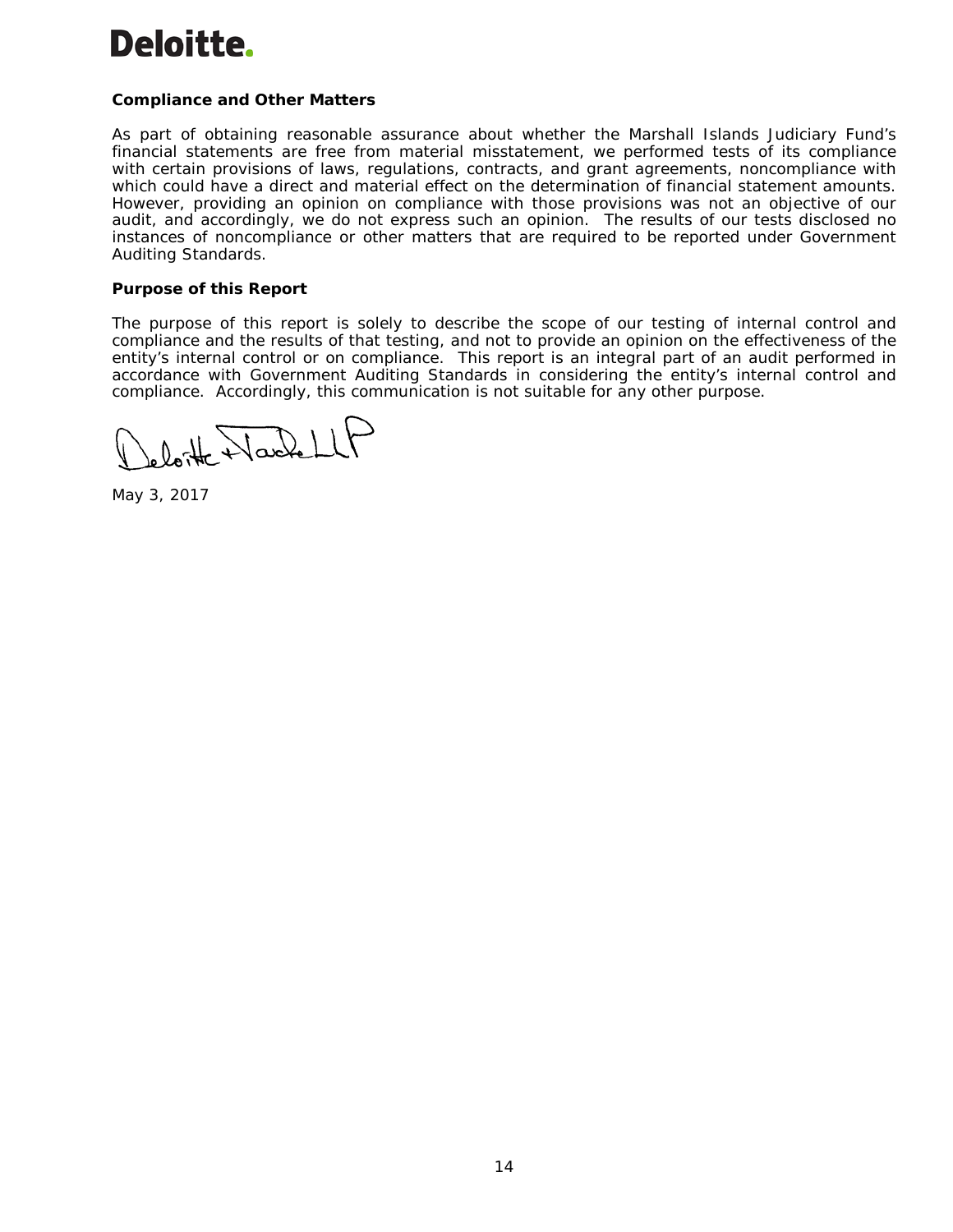**Compliance and Other Matters**

As part of obtaining reasonable assurance about whether the Marshall Islands Judiciary Fund's financial statements are free from material misstatement, we performed tests of its compliance with certain provisions of laws, regulations, contracts, and grant agreements, noncompliance with which could have a direct and material effect on the determination of financial statement amounts. However, providing an opinion on compliance with those provisions was not an objective of our audit, and accordingly, we do not express such an opinion. The results of our tests disclosed no instances of noncompliance or other matters that are required to be reported under Government Auditing Standards.

**Purpose of this Report**

The purpose of this report is solely to describe the scope of our testing of internal control and compliance and the results of that testing, and not to provide an opinion on the effectiveness of the entity's internal control or on compliance. This report is an integral part of an audit performed in accordance with Government Auditing Standards in considering the entity's internal control and compliance. Accordingly, this communication is not suitable for any other purpose.

Deloitte & Touche LLP

May 3, 2017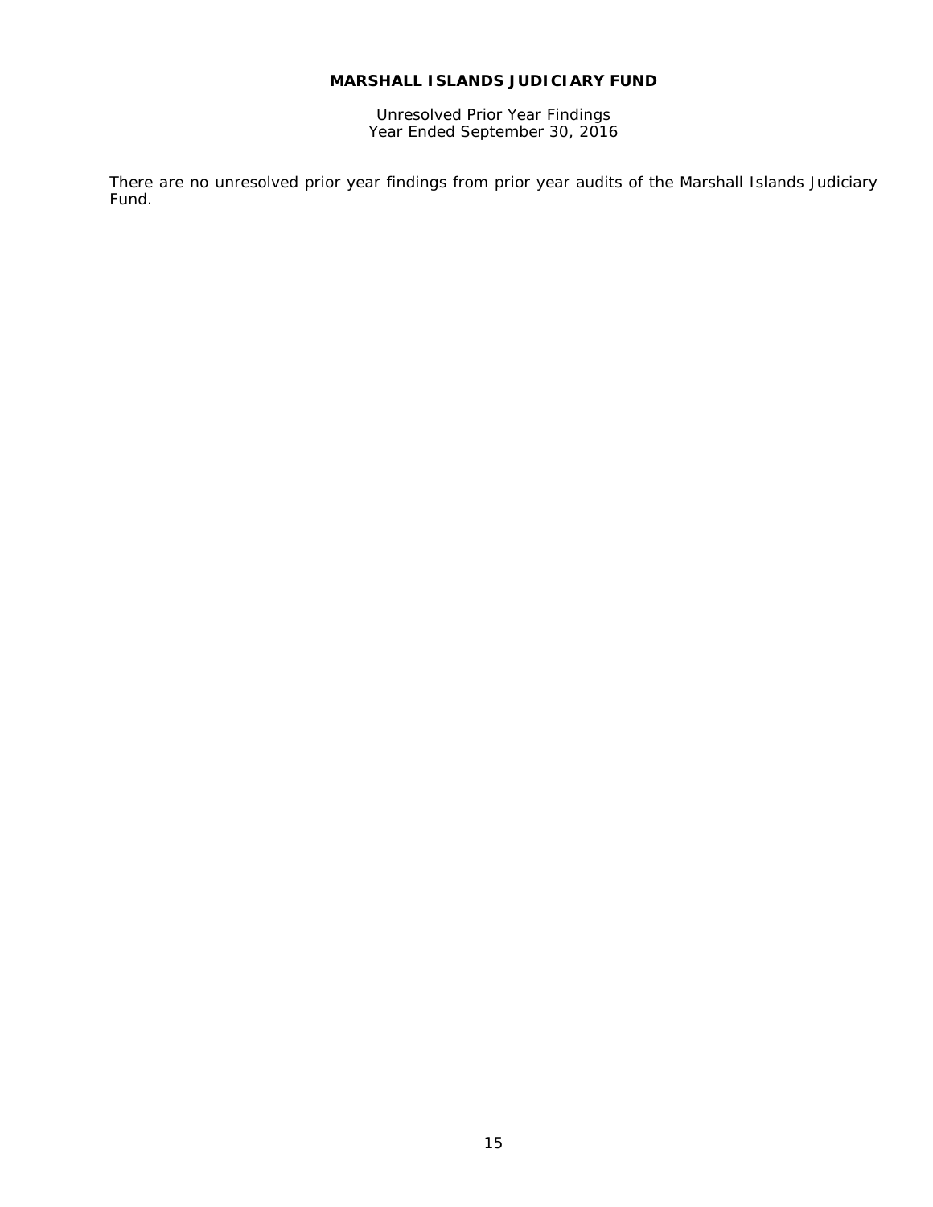# MARSHALL ISLANDS JUDICIARY FUND

Unresolved Prior Year Findings
Year Ended September 30, 2016

There are no unresolved prior year findings from prior year audits of the Marshall Islands Judiciary Fund.